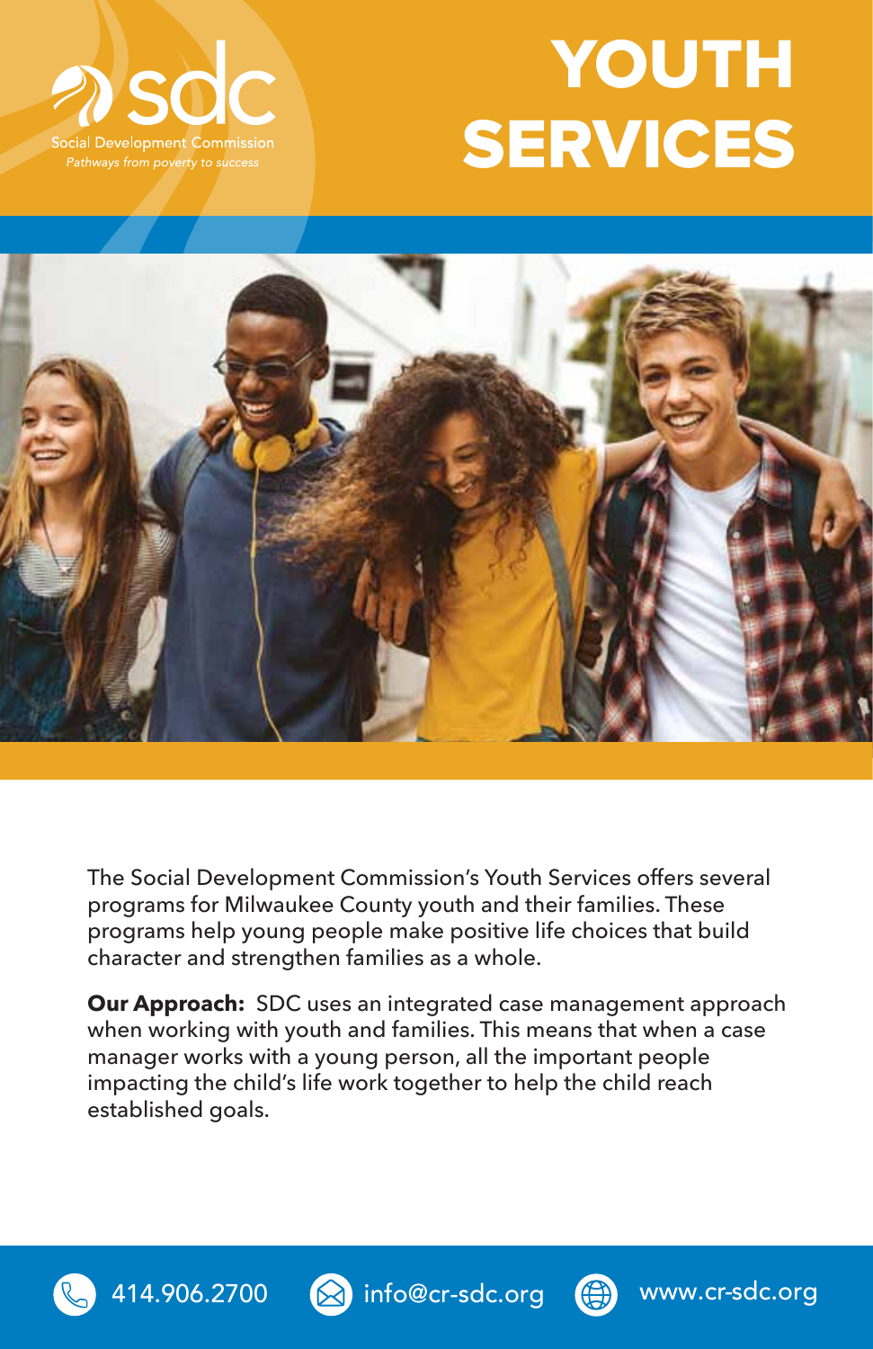sdc

Social Development Commission

*Pathways from poverty to success*

# YOUTH SERVICES

The Social Development Commission's Youth Services offers several programs for Milwaukee County youth and their families. These programs help young people make positive life choices that build character and strengthen families as a whole.

**Our Approach:** SDC uses an integrated case management approach when working with youth and families. This means that when a case manager works with a young person, all the important people impacting the child's life work together to help the child reach established goals.

414.906.2700 | info@cr-sdc.org | www.cr-sdc.org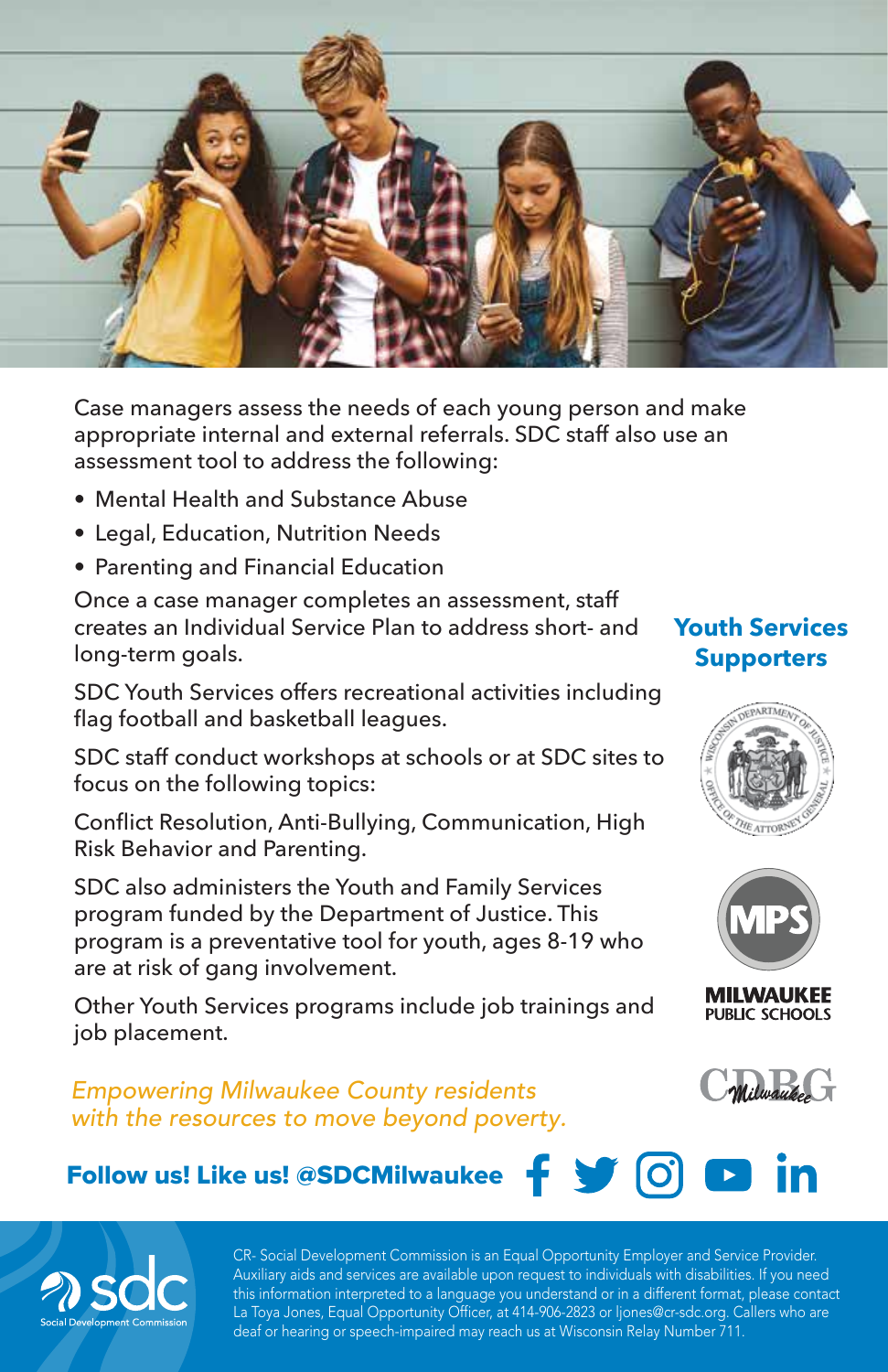Case managers assess the needs of each young person and make appropriate internal and external referrals. SDC staff also use an assessment tool to address the following:

- Mental Health and Substance Abuse
- Legal, Education, Nutrition Needs
- Parenting and Financial Education

Once a case manager completes an assessment, staff creates an Individual Service Plan to address short- and long-term goals.

SDC Youth Services offers recreational activities including flag football and basketball leagues.

SDC staff conduct workshops at schools or at SDC sites to focus on the following topics:

Conflict Resolution, Anti-Bullying, Communication, High Risk Behavior and Parenting.

SDC also administers the Youth and Family Services program funded by the Department of Justice. This program is a preventative tool for youth, ages 8-19 who are at risk of gang involvement.

Other Youth Services programs include job trainings and job placement.

## Youth Services Supporters

Wisconsin Department of Justice – Office of the Attorney General

MPS Milwaukee Public Schools

CDBG Milwaukee

*Empowering Milwaukee County residents with the resources to move beyond poverty.*

**Follow us! Like us! @SDCMilwaukee**

sdc Social Development Commission

CR- Social Development Commission is an Equal Opportunity Employer and Service Provider. Auxiliary aids and services are available upon request to individuals with disabilities. If you need this information interpreted to a language you understand or in a different format, please contact La Toya Jones, Equal Opportunity Officer, at 414-906-2823 or ljones@cr-sdc.org. Callers who are deaf or hearing or speech-impaired may reach us at Wisconsin Relay Number 711.